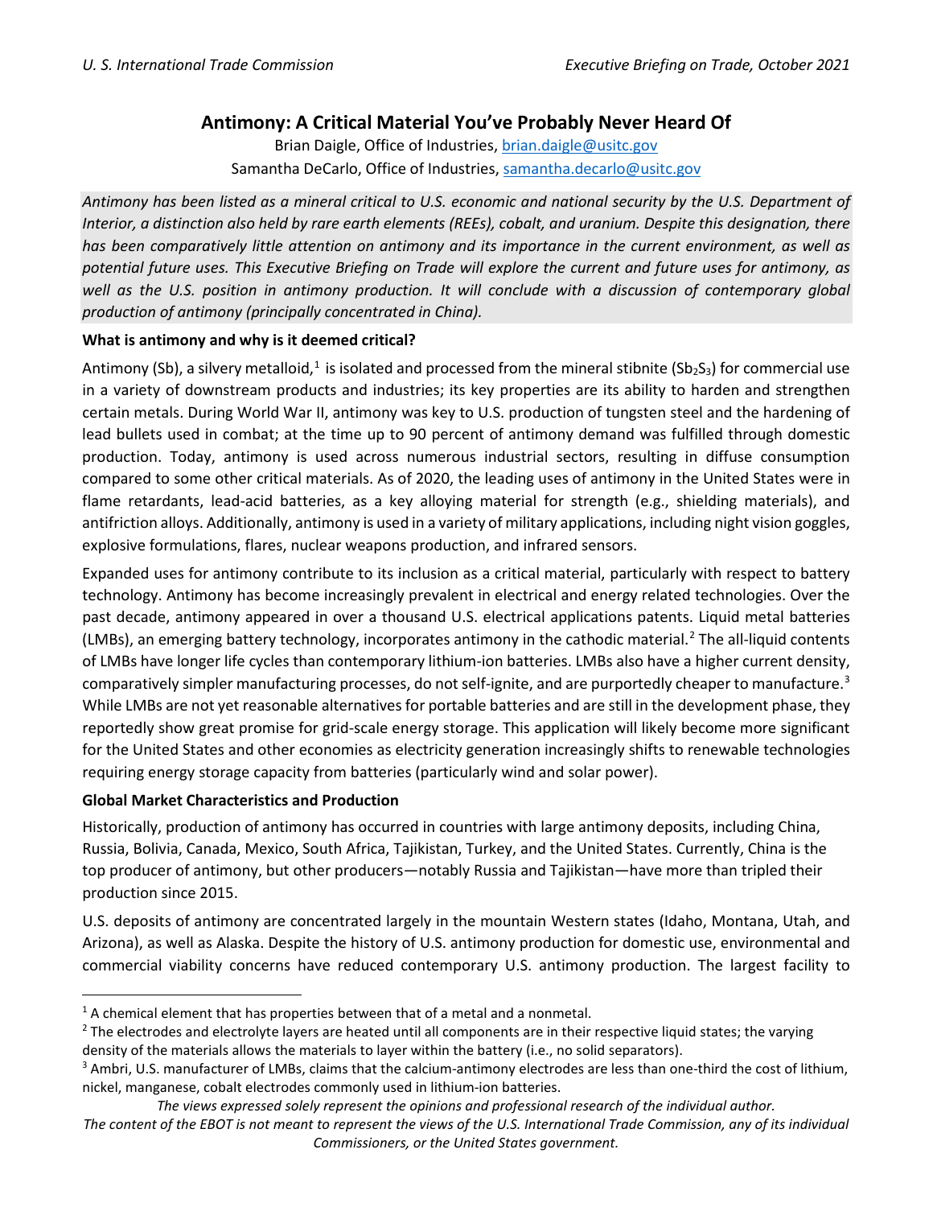# Antimony: A Critical Material You've Probably Never Heard Of

Brian Daigle, Office of Industries, brian.daigle@usitc.gov
Samantha DeCarlo, Office of Industries, samantha.decarlo@usitc.gov

*Antimony has been listed as a mineral critical to U.S. economic and national security by the U.S. Department of Interior, a distinction also held by rare earth elements (REEs), cobalt, and uranium. Despite this designation, there has been comparatively little attention on antimony and its importance in the current environment, as well as potential future uses. This Executive Briefing on Trade will explore the current and future uses for antimony, as well as the U.S. position in antimony production. It will conclude with a discussion of contemporary global production of antimony (principally concentrated in China).*

**What is antimony and why is it deemed critical?**

Antimony (Sb), a silvery metalloid,[1] is isolated and processed from the mineral stibnite ($Sb_2S_3$) for commercial use in a variety of downstream products and industries; its key properties are its ability to harden and strengthen certain metals. During World War II, antimony was key to U.S. production of tungsten steel and the hardening of lead bullets used in combat; at the time up to 90 percent of antimony demand was fulfilled through domestic production. Today, antimony is used across numerous industrial sectors, resulting in diffuse consumption compared to some other critical materials. As of 2020, the leading uses of antimony in the United States were in flame retardants, lead-acid batteries, as a key alloying material for strength (e.g., shielding materials), and antifriction alloys. Additionally, antimony is used in a variety of military applications, including night vision goggles, explosive formulations, flares, nuclear weapons production, and infrared sensors.

Expanded uses for antimony contribute to its inclusion as a critical material, particularly with respect to battery technology. Antimony has become increasingly prevalent in electrical and energy related technologies. Over the past decade, antimony appeared in over a thousand U.S. electrical applications patents. Liquid metal batteries (LMBs), an emerging battery technology, incorporates antimony in the cathodic material.[2] The all-liquid contents of LMBs have longer life cycles than contemporary lithium-ion batteries. LMBs also have a higher current density, comparatively simpler manufacturing processes, do not self-ignite, and are purportedly cheaper to manufacture.[3] While LMBs are not yet reasonable alternatives for portable batteries and are still in the development phase, they reportedly show great promise for grid-scale energy storage. This application will likely become more significant for the United States and other economies as electricity generation increasingly shifts to renewable technologies requiring energy storage capacity from batteries (particularly wind and solar power).

**Global Market Characteristics and Production**

Historically, production of antimony has occurred in countries with large antimony deposits, including China, Russia, Bolivia, Canada, Mexico, South Africa, Tajikistan, Turkey, and the United States. Currently, China is the top producer of antimony, but other producers—notably Russia and Tajikistan—have more than tripled their production since 2015.

U.S. deposits of antimony are concentrated largely in the mountain Western states (Idaho, Montana, Utah, and Arizona), as well as Alaska. Despite the history of U.S. antimony production for domestic use, environmental and commercial viability concerns have reduced contemporary U.S. antimony production. The largest facility to

---

[1] A chemical element that has properties between that of a metal and a nonmetal.

[2] The electrodes and electrolyte layers are heated until all components are in their respective liquid states; the varying density of the materials allows the materials to layer within the battery (i.e., no solid separators).

[3] Ambri, U.S. manufacturer of LMBs, claims that the calcium-antimony electrodes are less than one-third the cost of lithium, nickel, manganese, cobalt electrodes commonly used in lithium-ion batteries.

*The views expressed solely represent the opinions and professional research of the individual author. The content of the EBOT is not meant to represent the views of the U.S. International Trade Commission, any of its individual Commissioners, or the United States government.*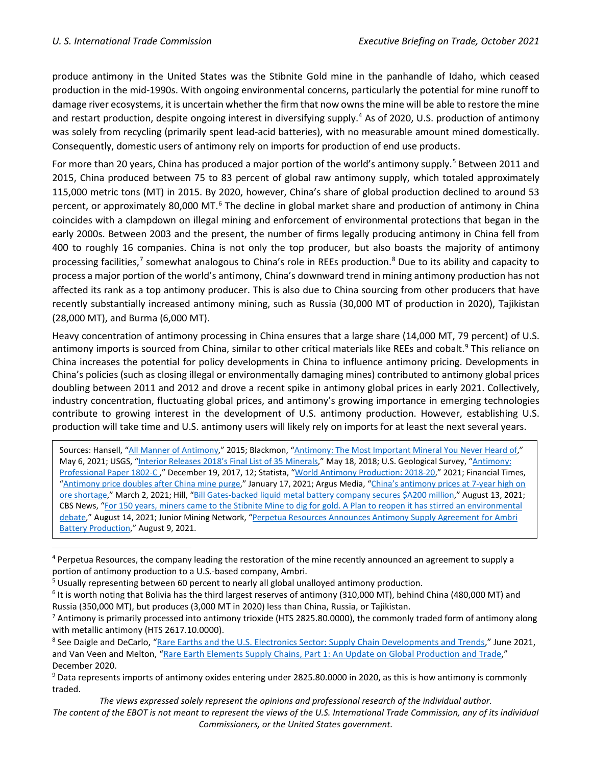produce antimony in the United States was the Stibnite Gold mine in the panhandle of Idaho, which ceased production in the mid-1990s. With ongoing environmental concerns, particularly the potential for mine runoff to damage river ecosystems, it is uncertain whether the firm that now owns the mine will be able to restore the mine and restart production, despite ongoing interest in diversifying supply.[4] As of 2020, U.S. production of antimony was solely from recycling (primarily spent lead-acid batteries), with no measurable amount mined domestically. Consequently, domestic users of antimony rely on imports for production of end use products.

For more than 20 years, China has produced a major portion of the world's antimony supply.[5] Between 2011 and 2015, China produced between 75 to 83 percent of global raw antimony supply, which totaled approximately 115,000 metric tons (MT) in 2015. By 2020, however, China's share of global production declined to around 53 percent, or approximately 80,000 MT.[6] The decline in global market share and production of antimony in China coincides with a clampdown on illegal mining and enforcement of environmental protections that began in the early 2000s. Between 2003 and the present, the number of firms legally producing antimony in China fell from 400 to roughly 16 companies. China is not only the top producer, but also boasts the majority of antimony processing facilities,[7] somewhat analogous to China's role in REEs production.[8] Due to its ability and capacity to process a major portion of the world's antimony, China's downward trend in mining antimony production has not affected its rank as a top antimony producer. This is also due to China sourcing from other producers that have recently substantially increased antimony mining, such as Russia (30,000 MT of production in 2020), Tajikistan (28,000 MT), and Burma (6,000 MT).

Heavy concentration of antimony processing in China ensures that a large share (14,000 MT, 79 percent) of U.S. antimony imports is sourced from China, similar to other critical materials like REEs and cobalt.[9] This reliance on China increases the potential for policy developments in China to influence antimony pricing. Developments in China's policies (such as closing illegal or environmentally damaging mines) contributed to antimony global prices doubling between 2011 and 2012 and drove a recent spike in antimony global prices in early 2021. Collectively, industry concentration, fluctuating global prices, and antimony's growing importance in emerging technologies contribute to growing interest in the development of U.S. antimony production. However, establishing U.S. production will take time and U.S. antimony users will likely rely on imports for at least the next several years.

Sources: Hansell, "All Manner of Antimony," 2015; Blackmon, "Antimony: The Most Important Mineral You Never Heard of," May 6, 2021; USGS, "Interior Releases 2018's Final List of 35 Minerals," May 18, 2018; U.S. Geological Survey, "Antimony: Professional Paper 1802-C," December 19, 2017, 12; Statista, "World Antimony Production: 2018-20," 2021; Financial Times, "Antimony price doubles after China mine purge," January 17, 2021; Argus Media, "China's antimony prices at 7-year high on ore shortage," March 2, 2021; Hill, "Bill Gates-backed liquid metal battery company secures $A200 million," August 13, 2021; CBS News, "For 150 years, miners came to the Stibnite Mine to dig for gold. A Plan to reopen it has stirred an environmental debate," August 14, 2021; Junior Mining Network, "Perpetua Resources Announces Antimony Supply Agreement for Ambri Battery Production," August 9, 2021.

[4] Perpetua Resources, the company leading the restoration of the mine recently announced an agreement to supply a portion of antimony production to a U.S.-based company, Ambri.

[5] Usually representing between 60 percent to nearly all global unalloyed antimony production.

[6] It is worth noting that Bolivia has the third largest reserves of antimony (310,000 MT), behind China (480,000 MT) and Russia (350,000 MT), but produces (3,000 MT in 2020) less than China, Russia, or Tajikistan.

[7] Antimony is primarily processed into antimony trioxide (HTS 2825.80.0000), the commonly traded form of antimony along with metallic antimony (HTS 2617.10.0000).

[8] See Daigle and DeCarlo, "Rare Earths and the U.S. Electronics Sector: Supply Chain Developments and Trends," June 2021, and Van Veen and Melton, "Rare Earth Elements Supply Chains, Part 1: An Update on Global Production and Trade," December 2020.

[9] Data represents imports of antimony oxides entering under 2825.80.0000 in 2020, as this is how antimony is commonly traded.

*The views expressed solely represent the opinions and professional research of the individual author. The content of the EBOT is not meant to represent the views of the U.S. International Trade Commission, any of its individual Commissioners, or the United States government.*